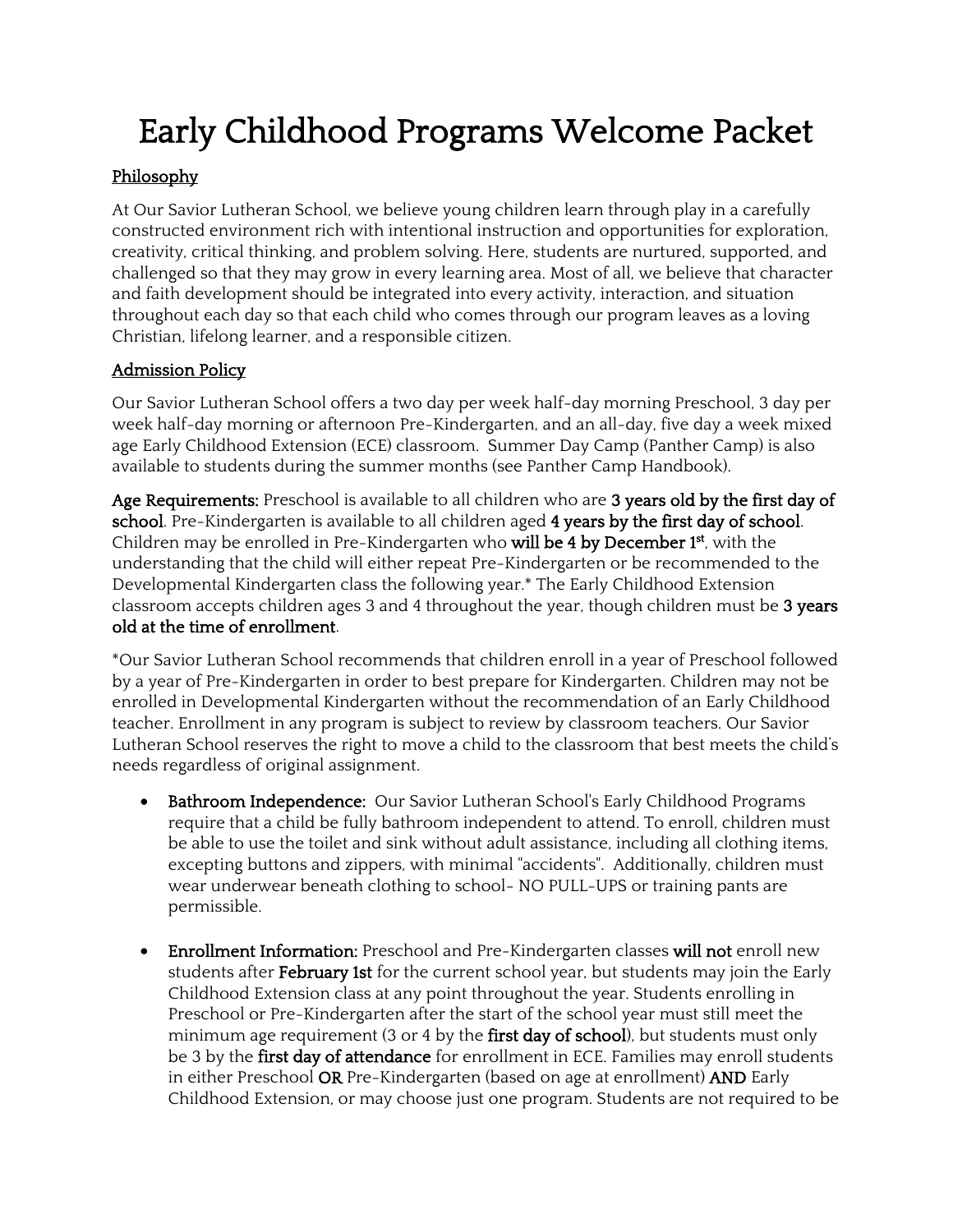# Early Childhood Programs Welcome Packet

## Philosophy

At Our Savior Lutheran School, we believe young children learn through play in a carefully constructed environment rich with intentional instruction and opportunities for exploration, creativity, critical thinking, and problem solving. Here, students are nurtured, supported, and challenged so that they may grow in every learning area. Most of all, we believe that character and faith development should be integrated into every activity, interaction, and situation throughout each day so that each child who comes through our program leaves as a loving Christian, lifelong learner, and a responsible citizen.

## Admission Policy

Our Savior Lutheran School offers a two day per week half-day morning Preschool, 3 day per week half-day morning or afternoon Pre-Kindergarten, and an all-day, five day a week mixed age Early Childhood Extension (ECE) classroom. Summer Day Camp (Panther Camp) is also available to students during the summer months (see Panther Camp Handbook).

**Age Requirements:** Preschool is available to all children who are **3 years old by the first day of school**. Pre-Kindergarten is available to all children aged **4 years by the first day of school**. Children may be enrolled in Pre-Kindergarten who **will be 4 by December 1st**, with the understanding that the child will either repeat Pre-Kindergarten or be recommended to the Developmental Kindergarten class the following year.* The Early Childhood Extension classroom accepts children ages 3 and 4 throughout the year, though children must be **3 years old at the time of enrollment**.

*Our Savior Lutheran School recommends that children enroll in a year of Preschool followed by a year of Pre-Kindergarten in order to best prepare for Kindergarten. Children may not be enrolled in Developmental Kindergarten without the recommendation of an Early Childhood teacher. Enrollment in any program is subject to review by classroom teachers. Our Savior Lutheran School reserves the right to move a child to the classroom that best meets the child's needs regardless of original assignment.

- **Bathroom Independence:** Our Savior Lutheran School's Early Childhood Programs require that a child be fully bathroom independent to attend. To enroll, children must be able to use the toilet and sink without adult assistance, including all clothing items, excepting buttons and zippers, with minimal "accidents". Additionally, children must wear underwear beneath clothing to school- NO PULL-UPS or training pants are permissible.

- **Enrollment Information:** Preschool and Pre-Kindergarten classes **will not** enroll new students after **February 1st** for the current school year, but students may join the Early Childhood Extension class at any point throughout the year. Students enrolling in Preschool or Pre-Kindergarten after the start of the school year must still meet the minimum age requirement (3 or 4 by the **first day of school**), but students must only be 3 by the **first day of attendance** for enrollment in ECE. Families may enroll students in either Preschool **OR** Pre-Kindergarten (based on age at enrollment) **AND** Early Childhood Extension, or may choose just one program. Students are not required to be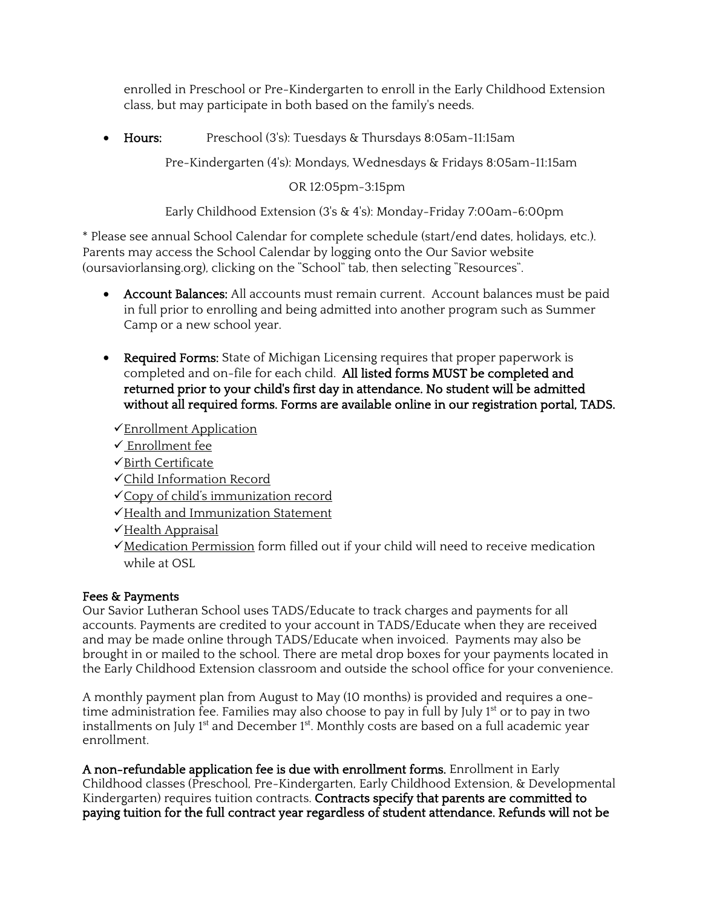enrolled in Preschool or Pre-Kindergarten to enroll in the Early Childhood Extension class, but may participate in both based on the family's needs.

- **Hours:** Preschool (3's): Tuesdays & Thursdays 8:05am-11:15am

  Pre-Kindergarten (4's): Mondays, Wednesdays & Fridays 8:05am-11:15am

  OR 12:05pm-3:15pm

  Early Childhood Extension (3's & 4's): Monday-Friday 7:00am-6:00pm

* Please see annual School Calendar for complete schedule (start/end dates, holidays, etc.). Parents may access the School Calendar by logging onto the Our Savior website (oursaviorlansing.org), clicking on the "School" tab, then selecting "Resources".

- **Account Balances:** All accounts must remain current. Account balances must be paid in full prior to enrolling and being admitted into another program such as Summer Camp or a new school year.

- **Required Forms:** State of Michigan Licensing requires that proper paperwork is completed and on-file for each child. **All listed forms MUST be completed and returned prior to your child's first day in attendance. No student will be admitted without all required forms. Forms are available online in our registration portal, TADS.**

  ✓Enrollment Application
  ✓ Enrollment fee
  ✓Birth Certificate
  ✓Child Information Record
  ✓Copy of child's immunization record
  ✓Health and Immunization Statement
  ✓Health Appraisal
  ✓Medication Permission form filled out if your child will need to receive medication while at OSL

## Fees & Payments

Our Savior Lutheran School uses TADS/Educate to track charges and payments for all accounts. Payments are credited to your account in TADS/Educate when they are received and may be made online through TADS/Educate when invoiced. Payments may also be brought in or mailed to the school. There are metal drop boxes for your payments located in the Early Childhood Extension classroom and outside the school office for your convenience.

A monthly payment plan from August to May (10 months) is provided and requires a one-time administration fee. Families may also choose to pay in full by July 1st or to pay in two installments on July 1st and December 1st. Monthly costs are based on a full academic year enrollment.

**A non-refundable application fee is due with enrollment forms.** Enrollment in Early Childhood classes (Preschool, Pre-Kindergarten, Early Childhood Extension, & Developmental Kindergarten) requires tuition contracts. **Contracts specify that parents are committed to paying tuition for the full contract year regardless of student attendance. Refunds will not be**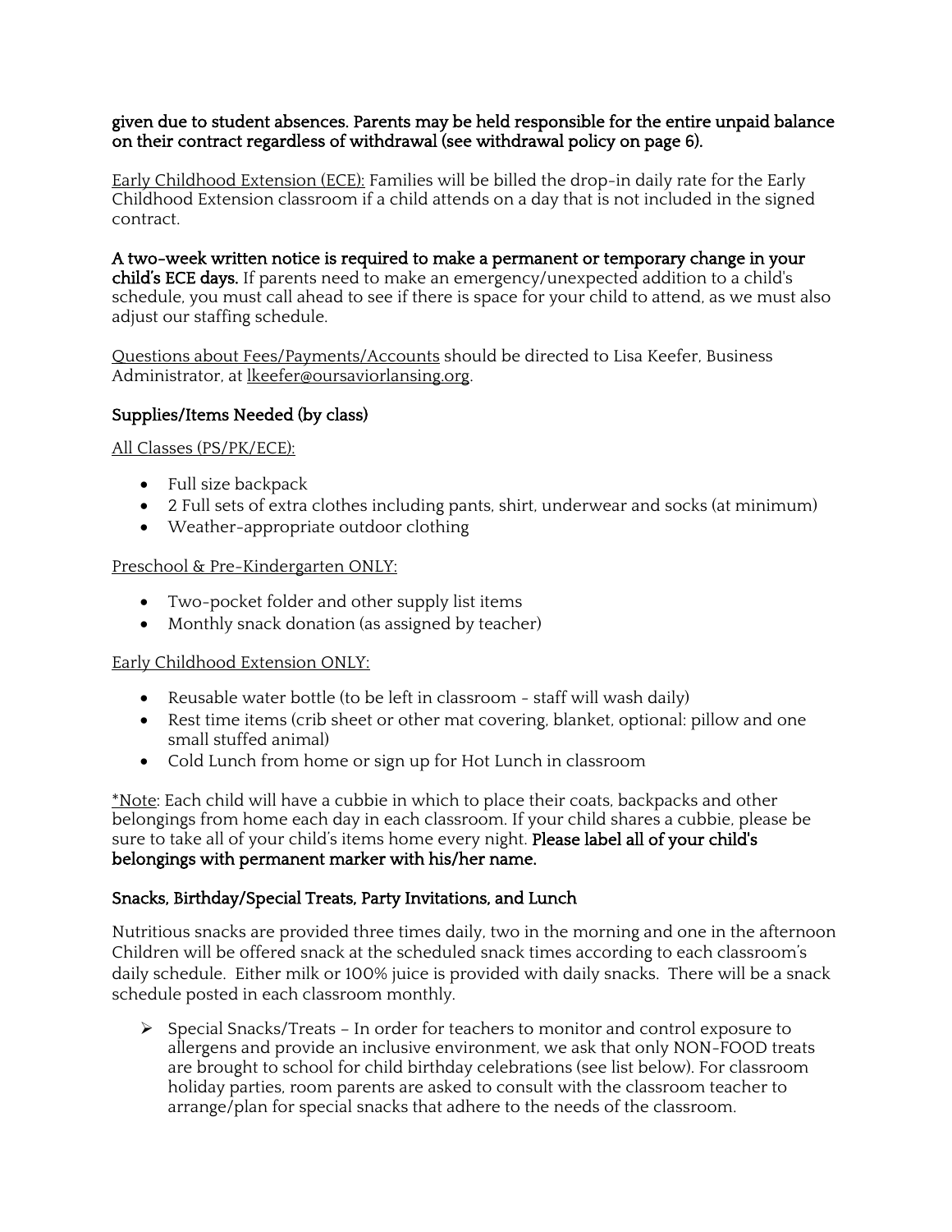**given due to student absences. Parents may be held responsible for the entire unpaid balance on their contract regardless of withdrawal (see withdrawal policy on page 6).**

Early Childhood Extension (ECE): Families will be billed the drop-in daily rate for the Early Childhood Extension classroom if a child attends on a day that is not included in the signed contract.

**A two-week written notice is required to make a permanent or temporary change in your child's ECE days.** If parents need to make an emergency/unexpected addition to a child's schedule, you must call ahead to see if there is space for your child to attend, as we must also adjust our staffing schedule.

Questions about Fees/Payments/Accounts should be directed to Lisa Keefer, Business Administrator, at lkeefer@oursaviorlansing.org.

## Supplies/Items Needed (by class)

All Classes (PS/PK/ECE):

- Full size backpack
- 2 Full sets of extra clothes including pants, shirt, underwear and socks (at minimum)
- Weather-appropriate outdoor clothing

Preschool & Pre-Kindergarten ONLY:

- Two-pocket folder and other supply list items
- Monthly snack donation (as assigned by teacher)

Early Childhood Extension ONLY:

- Reusable water bottle (to be left in classroom - staff will wash daily)
- Rest time items (crib sheet or other mat covering, blanket, optional: pillow and one small stuffed animal)
- Cold Lunch from home or sign up for Hot Lunch in classroom

*Note: Each child will have a cubbie in which to place their coats, backpacks and other belongings from home each day in each classroom. If your child shares a cubbie, please be sure to take all of your child's items home every night. **Please label all of your child's belongings with permanent marker with his/her name.**

## Snacks, Birthday/Special Treats, Party Invitations, and Lunch

Nutritious snacks are provided three times daily, two in the morning and one in the afternoon Children will be offered snack at the scheduled snack times according to each classroom's daily schedule. Either milk or 100% juice is provided with daily snacks. There will be a snack schedule posted in each classroom monthly.

- Special Snacks/Treats – In order for teachers to monitor and control exposure to allergens and provide an inclusive environment, we ask that only NON-FOOD treats are brought to school for child birthday celebrations (see list below). For classroom holiday parties, room parents are asked to consult with the classroom teacher to arrange/plan for special snacks that adhere to the needs of the classroom.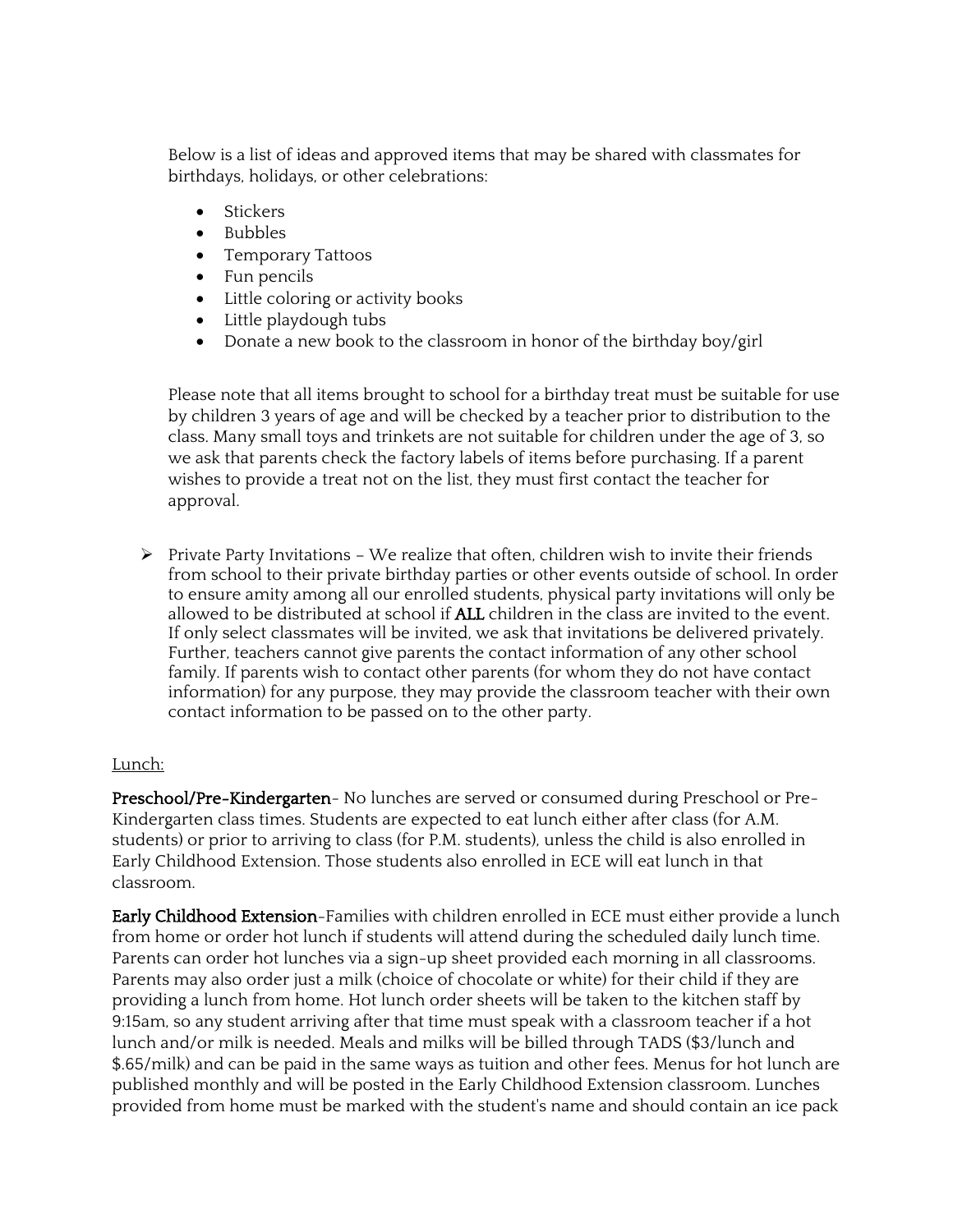Below is a list of ideas and approved items that may be shared with classmates for birthdays, holidays, or other celebrations:

- Stickers
- Bubbles
- Temporary Tattoos
- Fun pencils
- Little coloring or activity books
- Little playdough tubs
- Donate a new book to the classroom in honor of the birthday boy/girl

Please note that all items brought to school for a birthday treat must be suitable for use by children 3 years of age and will be checked by a teacher prior to distribution to the class. Many small toys and trinkets are not suitable for children under the age of 3, so we ask that parents check the factory labels of items before purchasing. If a parent wishes to provide a treat not on the list, they must first contact the teacher for approval.

- Private Party Invitations – We realize that often, children wish to invite their friends from school to their private birthday parties or other events outside of school. In order to ensure amity among all our enrolled students, physical party invitations will only be allowed to be distributed at school if **ALL** children in the class are invited to the event. If only select classmates will be invited, we ask that invitations be delivered privately. Further, teachers cannot give parents the contact information of any other school family. If parents wish to contact other parents (for whom they do not have contact information) for any purpose, they may provide the classroom teacher with their own contact information to be passed on to the other party.

<u>Lunch:</u>

**Preschool/Pre-Kindergarten**- No lunches are served or consumed during Preschool or Pre-Kindergarten class times. Students are expected to eat lunch either after class (for A.M. students) or prior to arriving to class (for P.M. students), unless the child is also enrolled in Early Childhood Extension. Those students also enrolled in ECE will eat lunch in that classroom.

**Early Childhood Extension**-Families with children enrolled in ECE must either provide a lunch from home or order hot lunch if students will attend during the scheduled daily lunch time. Parents can order hot lunches via a sign-up sheet provided each morning in all classrooms. Parents may also order just a milk (choice of chocolate or white) for their child if they are providing a lunch from home. Hot lunch order sheets will be taken to the kitchen staff by 9:15am, so any student arriving after that time must speak with a classroom teacher if a hot lunch and/or milk is needed. Meals and milks will be billed through TADS ($3/lunch and $.65/milk) and can be paid in the same ways as tuition and other fees. Menus for hot lunch are published monthly and will be posted in the Early Childhood Extension classroom. Lunches provided from home must be marked with the student's name and should contain an ice pack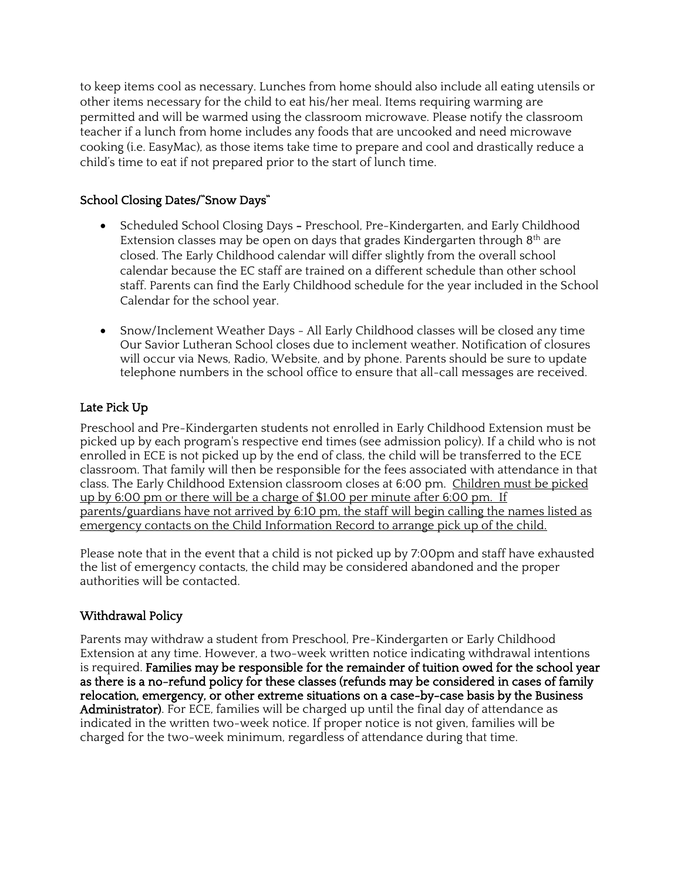to keep items cool as necessary. Lunches from home should also include all eating utensils or other items necessary for the child to eat his/her meal. Items requiring warming are permitted and will be warmed using the classroom microwave. Please notify the classroom teacher if a lunch from home includes any foods that are uncooked and need microwave cooking (i.e. EasyMac), as those items take time to prepare and cool and drastically reduce a child's time to eat if not prepared prior to the start of lunch time.

## School Closing Dates/"Snow Days"

- Scheduled School Closing Days – Preschool, Pre-Kindergarten, and Early Childhood Extension classes may be open on days that grades Kindergarten through 8th are closed. The Early Childhood calendar will differ slightly from the overall school calendar because the EC staff are trained on a different schedule than other school staff. Parents can find the Early Childhood schedule for the year included in the School Calendar for the school year.

- Snow/Inclement Weather Days - All Early Childhood classes will be closed any time Our Savior Lutheran School closes due to inclement weather. Notification of closures will occur via News, Radio, Website, and by phone. Parents should be sure to update telephone numbers in the school office to ensure that all-call messages are received.

## Late Pick Up

Preschool and Pre-Kindergarten students not enrolled in Early Childhood Extension must be picked up by each program's respective end times (see admission policy). If a child who is not enrolled in ECE is not picked up by the end of class, the child will be transferred to the ECE classroom. That family will then be responsible for the fees associated with attendance in that class. The Early Childhood Extension classroom closes at 6:00 pm. Children must be picked up by 6:00 pm or there will be a charge of $1.00 per minute after 6:00 pm. If parents/guardians have not arrived by 6:10 pm, the staff will begin calling the names listed as emergency contacts on the Child Information Record to arrange pick up of the child.

Please note that in the event that a child is not picked up by 7:00pm and staff have exhausted the list of emergency contacts, the child may be considered abandoned and the proper authorities will be contacted.

## Withdrawal Policy

Parents may withdraw a student from Preschool, Pre-Kindergarten or Early Childhood Extension at any time. However, a two-week written notice indicating withdrawal intentions is required. **Families may be responsible for the remainder of tuition owed for the school year as there is a no-refund policy for these classes (refunds may be considered in cases of family relocation, emergency, or other extreme situations on a case-by-case basis by the Business Administrator)**. For ECE, families will be charged up until the final day of attendance as indicated in the written two-week notice. If proper notice is not given, families will be charged for the two-week minimum, regardless of attendance during that time.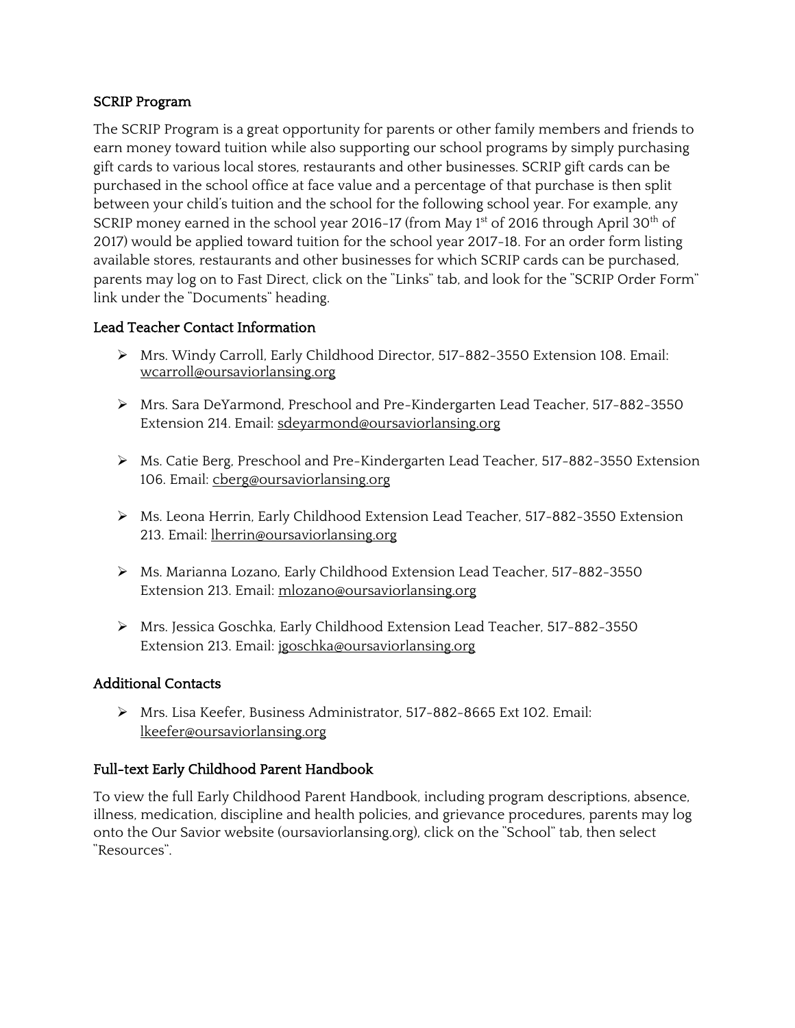## SCRIP Program

The SCRIP Program is a great opportunity for parents or other family members and friends to earn money toward tuition while also supporting our school programs by simply purchasing gift cards to various local stores, restaurants and other businesses. SCRIP gift cards can be purchased in the school office at face value and a percentage of that purchase is then split between your child's tuition and the school for the following school year. For example, any SCRIP money earned in the school year 2016-17 (from May 1st of 2016 through April 30th of 2017) would be applied toward tuition for the school year 2017-18. For an order form listing available stores, restaurants and other businesses for which SCRIP cards can be purchased, parents may log on to Fast Direct, click on the "Links" tab, and look for the "SCRIP Order Form" link under the "Documents" heading.

## Lead Teacher Contact Information

- Mrs. Windy Carroll, Early Childhood Director, 517-882-3550 Extension 108. Email: wcarroll@oursaviorlansing.org
- Mrs. Sara DeYarmond, Preschool and Pre-Kindergarten Lead Teacher, 517-882-3550 Extension 214. Email: sdeyarmond@oursaviorlansing.org
- Ms. Catie Berg, Preschool and Pre-Kindergarten Lead Teacher, 517-882-3550 Extension 106. Email: cberg@oursaviorlansing.org
- Ms. Leona Herrin, Early Childhood Extension Lead Teacher, 517-882-3550 Extension 213. Email: lherrin@oursaviorlansing.org
- Ms. Marianna Lozano, Early Childhood Extension Lead Teacher, 517-882-3550 Extension 213. Email: mlozano@oursaviorlansing.org
- Mrs. Jessica Goschka, Early Childhood Extension Lead Teacher, 517-882-3550 Extension 213. Email: jgoschka@oursaviorlansing.org

## Additional Contacts

- Mrs. Lisa Keefer, Business Administrator, 517-882-8665 Ext 102. Email: lkeefer@oursaviorlansing.org

## Full-text Early Childhood Parent Handbook

To view the full Early Childhood Parent Handbook, including program descriptions, absence, illness, medication, discipline and health policies, and grievance procedures, parents may log onto the Our Savior website (oursaviorlansing.org), click on the "School" tab, then select "Resources".